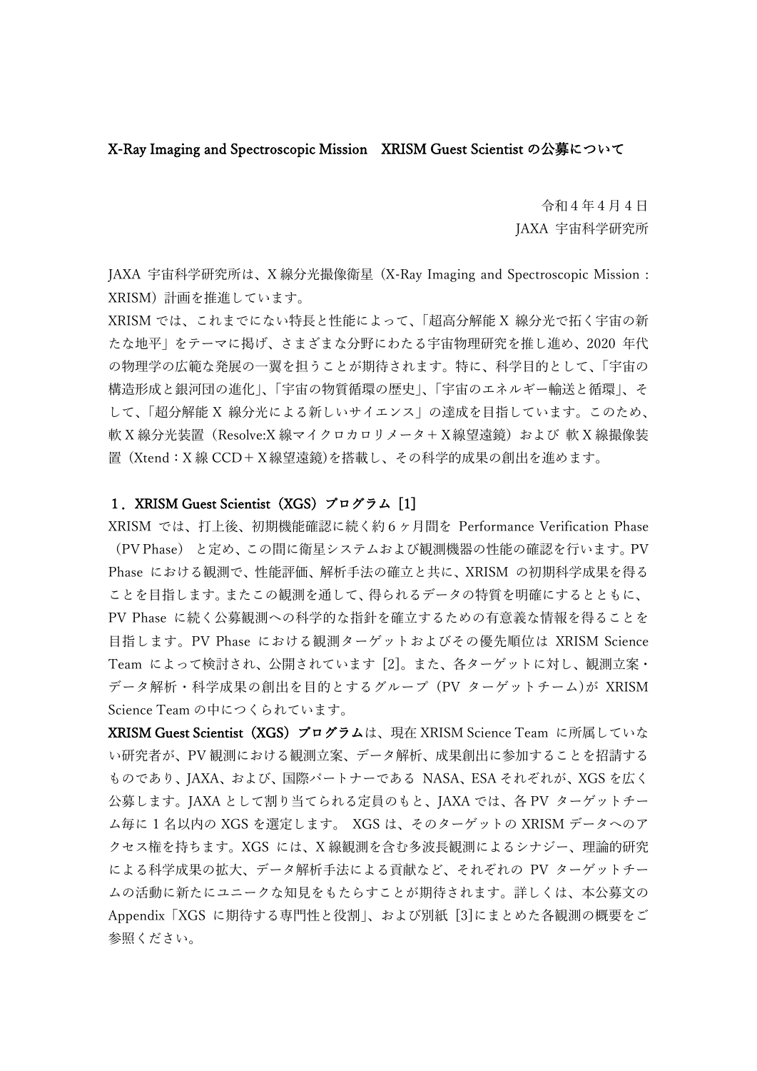# X-Ray Imaging and Spectroscopic Mission　XRISM Guest Scientist の公募について

令和４年４月４日
JAXA 宇宙科学研究所

JAXA 宇宙科学研究所は、X 線分光撮像衛星（X-Ray Imaging and Spectroscopic Mission : XRISM）計画を推進しています。

XRISM では、これまでにない特長と性能によって、「超高分解能 X 線分光で拓く宇宙の新たな地平」をテーマに掲げ、さまざまな分野にわたる宇宙物理研究を推し進め、2020 年代の物理学の広範な発展の一翼を担うことが期待されます。特に、科学目的として、「宇宙の構造形成と銀河団の進化」、「宇宙の物質循環の歴史」、「宇宙のエネルギー輸送と循環」、そして、「超分解能 X 線分光による新しいサイエンス」の達成を目指しています。このため、軟 X 線分光装置（Resolve:X 線マイクロカロリメータ＋X線望遠鏡）および 軟 X 線撮像装置（Xtend：X 線 CCD＋X線望遠鏡)を搭載し、その科学的成果の創出を進めます。

## １．XRISM Guest Scientist（XGS）プログラム [1]

XRISM では、打上後、初期機能確認に続く約６ヶ月間を Performance Verification Phase（PV Phase） と定め、この間に衛星システムおよび観測機器の性能の確認を行います。PV Phase における観測で、性能評価、解析手法の確立と共に、XRISM の初期科学成果を得ることを目指します。またこの観測を通して、得られるデータの特質を明確にするとともに、PV Phase に続く公募観測への科学的な指針を確立するための有意義な情報を得ることを目指します。PV Phase における観測ターゲットおよびその優先順位は XRISM Science Team によって検討され、公開されています [2]。また、各ターゲットに対し、観測立案・データ解析・科学成果の創出を目的とするグループ（PV ターゲットチーム）が XRISM Science Team の中につくられています。

**XRISM Guest Scientist（XGS）プログラム**は、現在 XRISM Science Team に所属していない研究者が、PV 観測における観測立案、データ解析、成果創出に参加することを招請するものであり、JAXA、および、国際パートナーである NASA、ESA それぞれが、XGS を広く公募します。JAXA として割り当てられる定員のもと、JAXA では、各 PV ターゲットチーム毎に１名以内の XGS を選定します。 XGS は、そのターゲットの XRISM データへのアクセス権を持ちます。XGS には、X 線観測を含む多波長観測によるシナジー、理論的研究による科学成果の拡大、データ解析手法による貢献など、それぞれの PV ターゲットチームの活動に新たにユニークな知見をもたらすことが期待されます。詳しくは、本公募文の Appendix「XGS に期待する専門性と役割」、および別紙 [3]にまとめた各観測の概要をご参照ください。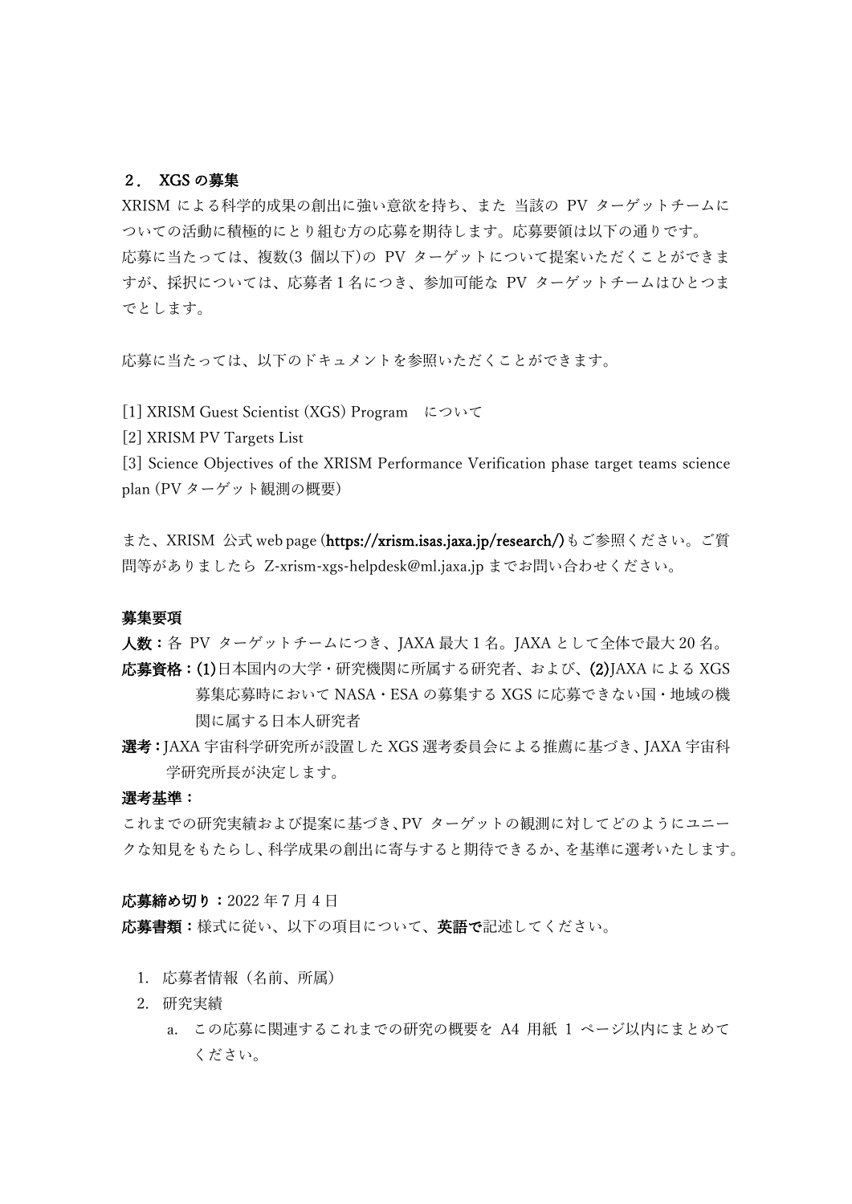## ２． XGS の募集

XRISM による科学的成果の創出に強い意欲を持ち、また 当該の PV ターゲットチームについての活動に積極的にとり組む方の応募を期待します。応募要領は以下の通りです。
応募に当たっては、複数(3 個以下)の PV ターゲットについて提案いただくことができますが、採択については、応募者 1 名につき、参加可能な PV ターゲットチームはひとつまでとします。

応募に当たっては、以下のドキュメントを参照いただくことができます。

[1] XRISM Guest Scientist (XGS) Program　について
[2] XRISM PV Targets List
[3] Science Objectives of the XRISM Performance Verification phase target teams science plan (PV ターゲット観測の概要)

また、XRISM 公式 web page (**https://xrism.isas.jaxa.jp/research/)** もご参照ください。ご質問等がありましたら Z-xrism-xgs-helpdesk@ml.jaxa.jp までお問い合わせください。

### 募集要項

**人数：**各 PV ターゲットチームにつき、JAXA 最大 1 名。JAXA として全体で最大 20 名。

**応募資格：(1)**日本国内の大学・研究機関に所属する研究者、および、**(2)**JAXA による XGS 募集応募時において NASA・ESA の募集する XGS に応募できない国・地域の機関に属する日本人研究者

**選考：**JAXA 宇宙科学研究所が設置した XGS 選考委員会による推薦に基づき、JAXA 宇宙科学研究所長が決定します。

**選考基準：**

これまでの研究実績および提案に基づき、PV ターゲットの観測に対してどのようにユニークな知見をもたらし、科学成果の創出に寄与すると期待できるか、を基準に選考いたします。

**応募締め切り：**2022 年 7 月 4 日

**応募書類：**様式に従い、以下の項目について、**英語で**記述してください。

1. 応募者情報（名前、所属）
2. 研究実績
    a. この応募に関連するこれまでの研究の概要を A4 用紙 1 ページ以内にまとめてください。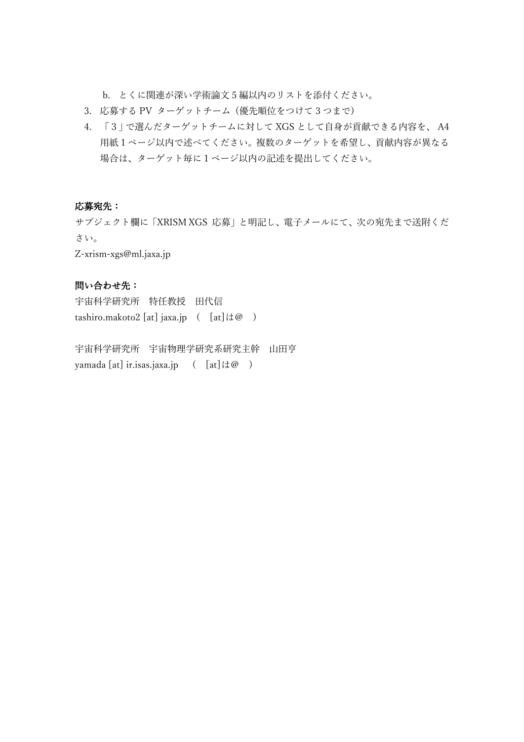b. とくに関連が深い学術論文 5 編以内のリストを添付ください。

3. 応募する PV ターゲットチーム（優先順位をつけて 3 つまで）
4. 「3」で選んだターゲットチームに対して XGS として自身が貢献できる内容を、 A4 用紙 1 ページ以内で述べてください。複数のターゲットを希望し、貢献内容が異なる場合は、ターゲット毎に 1 ページ以内の記述を提出してください。

**応募宛先：**

サブジェクト欄に「XRISM XGS 応募」と明記し、電子メールにて、次の宛先まで送附ください。

Z-xrism-xgs@ml.jaxa.jp

**問い合わせ先：**

宇宙科学研究所　特任教授　田代信

tashiro.makoto2 [at] jaxa.jp　（　[at]は＠　）

宇宙科学研究所　宇宙物理学研究系研究主幹　山田亨

yamada [at] ir.isas.jaxa.jp　（　[at]は＠　）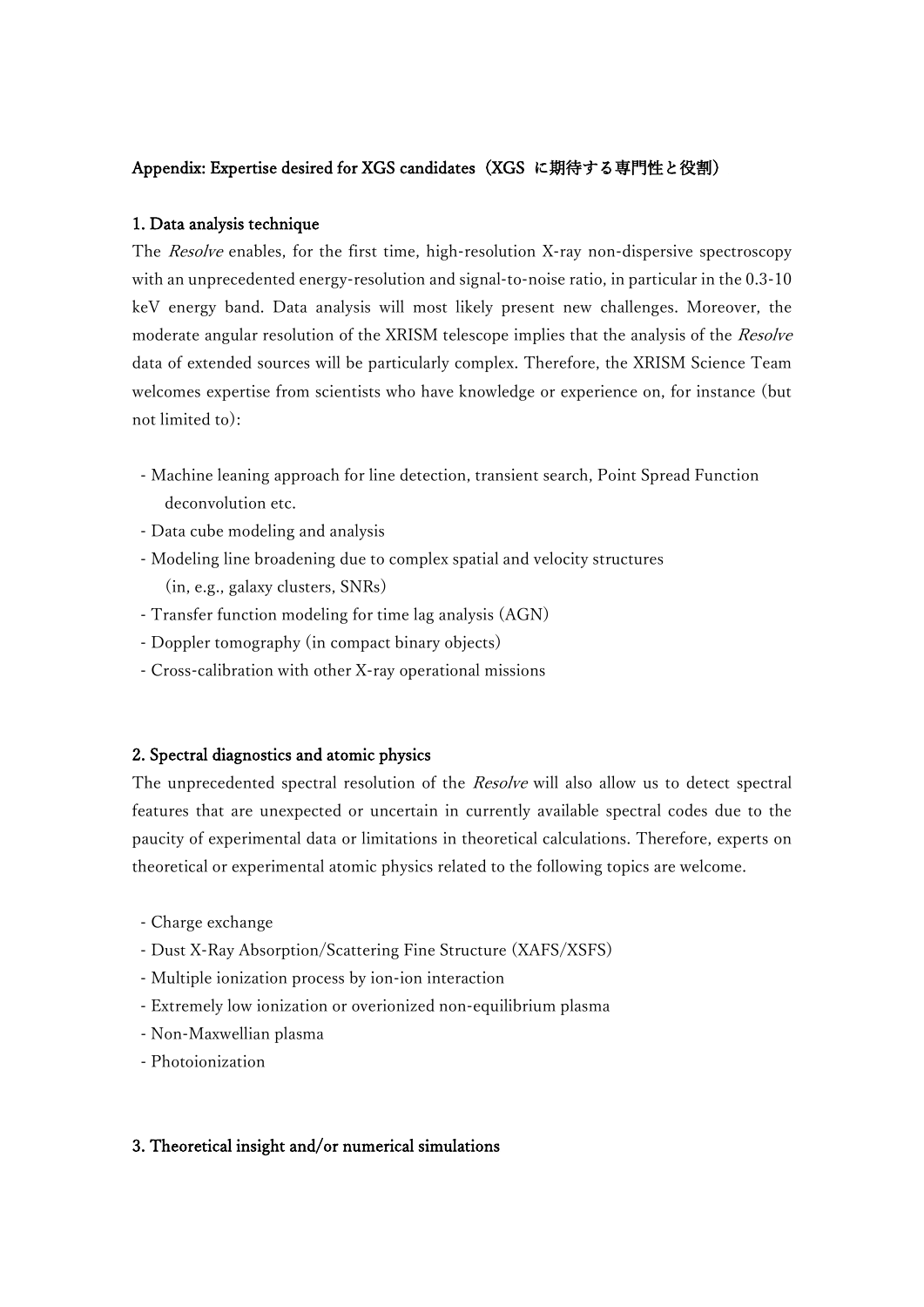## Appendix: Expertise desired for XGS candidates（XGS に期待する専門性と役割）

### 1. Data analysis technique

The *Resolve* enables, for the first time, high-resolution X-ray non-dispersive spectroscopy with an unprecedented energy-resolution and signal-to-noise ratio, in particular in the 0.3-10 keV energy band. Data analysis will most likely present new challenges. Moreover, the moderate angular resolution of the XRISM telescope implies that the analysis of the *Resolve* data of extended sources will be particularly complex. Therefore, the XRISM Science Team welcomes expertise from scientists who have knowledge or experience on, for instance (but not limited to):

- Machine leaning approach for line detection, transient search, Point Spread Function deconvolution etc.
- Data cube modeling and analysis
- Modeling line broadening due to complex spatial and velocity structures (in, e.g., galaxy clusters, SNRs)
- Transfer function modeling for time lag analysis (AGN)
- Doppler tomography (in compact binary objects)
- Cross-calibration with other X-ray operational missions

### 2. Spectral diagnostics and atomic physics

The unprecedented spectral resolution of the *Resolve* will also allow us to detect spectral features that are unexpected or uncertain in currently available spectral codes due to the paucity of experimental data or limitations in theoretical calculations. Therefore, experts on theoretical or experimental atomic physics related to the following topics are welcome.

- Charge exchange
- Dust X-Ray Absorption/Scattering Fine Structure (XAFS/XSFS)
- Multiple ionization process by ion-ion interaction
- Extremely low ionization or overionized non-equilibrium plasma
- Non-Maxwellian plasma
- Photoionization

### 3. Theoretical insight and/or numerical simulations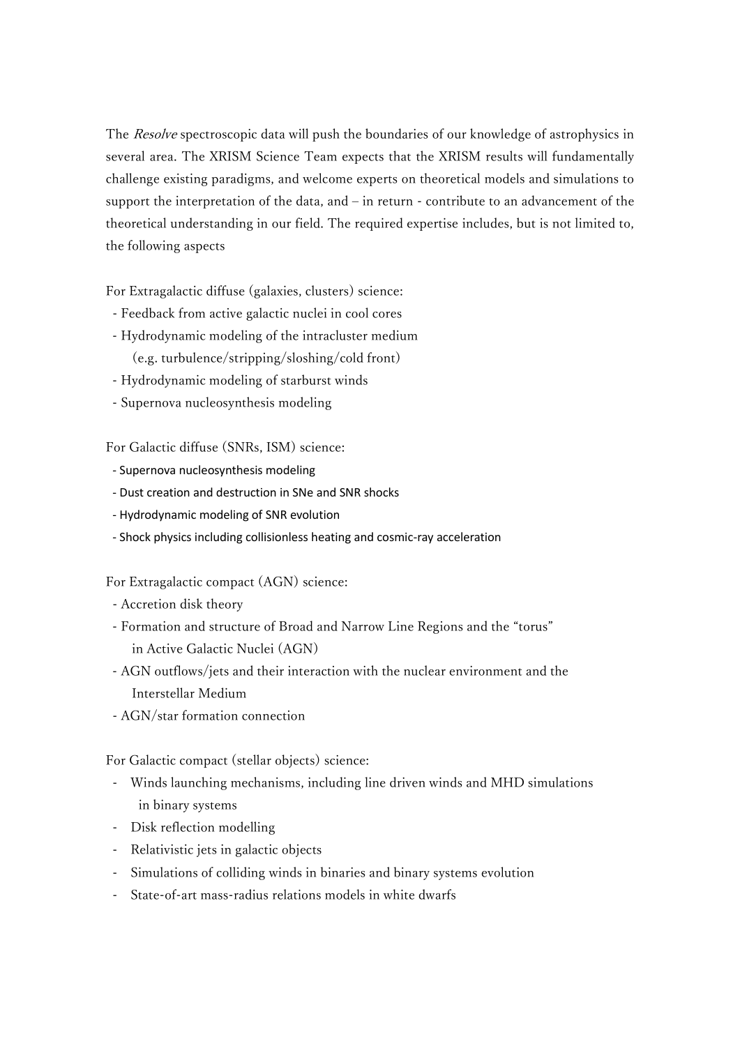The *Resolve* spectroscopic data will push the boundaries of our knowledge of astrophysics in several area. The XRISM Science Team expects that the XRISM results will fundamentally challenge existing paradigms, and welcome experts on theoretical models and simulations to support the interpretation of the data, and – in return - contribute to an advancement of the theoretical understanding in our field. The required expertise includes, but is not limited to, the following aspects

For Extragalactic diffuse (galaxies, clusters) science:

- Feedback from active galactic nuclei in cool cores
- Hydrodynamic modeling of the intracluster medium (e.g. turbulence/stripping/sloshing/cold front)
- Hydrodynamic modeling of starburst winds
- Supernova nucleosynthesis modeling

For Galactic diffuse (SNRs, ISM) science:

- Supernova nucleosynthesis modeling
- Dust creation and destruction in SNe and SNR shocks
- Hydrodynamic modeling of SNR evolution
- Shock physics including collisionless heating and cosmic-ray acceleration

For Extragalactic compact (AGN) science:

- Accretion disk theory
- Formation and structure of Broad and Narrow Line Regions and the "torus" in Active Galactic Nuclei (AGN)
- AGN outflows/jets and their interaction with the nuclear environment and the Interstellar Medium
- AGN/star formation connection

For Galactic compact (stellar objects) science:

- Winds launching mechanisms, including line driven winds and MHD simulations in binary systems
- Disk reflection modelling
- Relativistic jets in galactic objects
- Simulations of colliding winds in binaries and binary systems evolution
- State-of-art mass-radius relations models in white dwarfs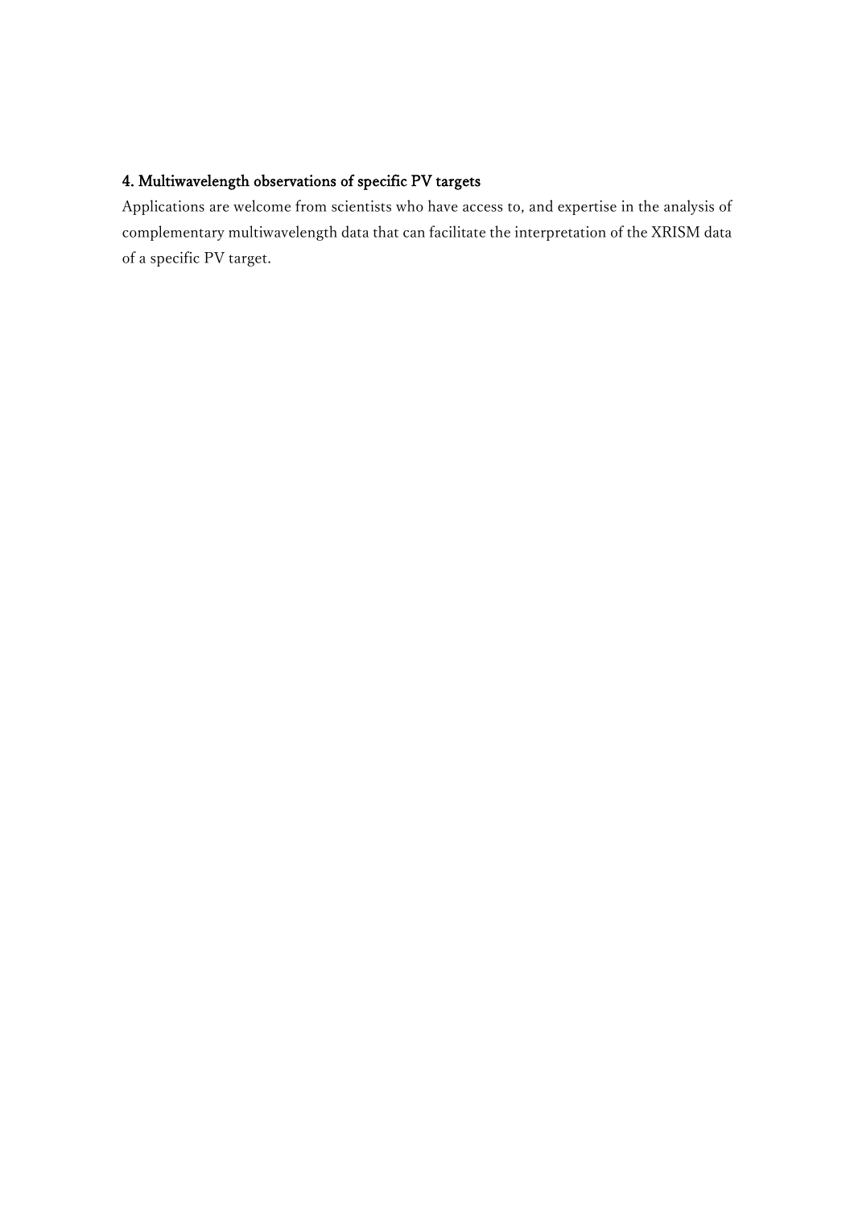### 4. Multiwavelength observations of specific PV targets

Applications are welcome from scientists who have access to, and expertise in the analysis of complementary multiwavelength data that can facilitate the interpretation of the XRISM data of a specific PV target.